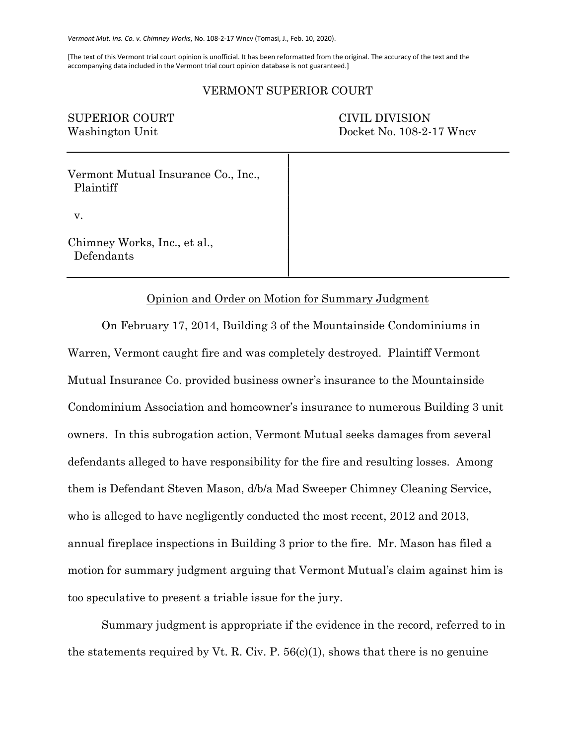*Vermont Mut. Ins. Co. v. Chimney Works*, No. 108-2-17 Wncv (Tomasi, J., Feb. 10, 2020).

[The text of this Vermont trial court opinion is unofficial. It has been reformatted from the original. The accuracy of the text and the accompanying data included in the Vermont trial court opinion database is not guaranteed.]

VERMONT SUPERIOR COURT

| | |
|---|---|
| SUPERIOR COURT<br>Washington Unit | CIVIL DIVISION<br>Docket No. 108-2-17 Wncv |

Vermont Mutual Insurance Co., Inc.,
Plaintiff

v.

Chimney Works, Inc., et al.,
Defendants

Opinion and Order on Motion for Summary Judgment

On February 17, 2014, Building 3 of the Mountainside Condominiums in Warren, Vermont caught fire and was completely destroyed. Plaintiff Vermont Mutual Insurance Co. provided business owner's insurance to the Mountainside Condominium Association and homeowner's insurance to numerous Building 3 unit owners. In this subrogation action, Vermont Mutual seeks damages from several defendants alleged to have responsibility for the fire and resulting losses. Among them is Defendant Steven Mason, d/b/a Mad Sweeper Chimney Cleaning Service, who is alleged to have negligently conducted the most recent, 2012 and 2013, annual fireplace inspections in Building 3 prior to the fire. Mr. Mason has filed a motion for summary judgment arguing that Vermont Mutual's claim against him is too speculative to present a triable issue for the jury.

Summary judgment is appropriate if the evidence in the record, referred to in the statements required by Vt. R. Civ. P. 56(c)(1), shows that there is no genuine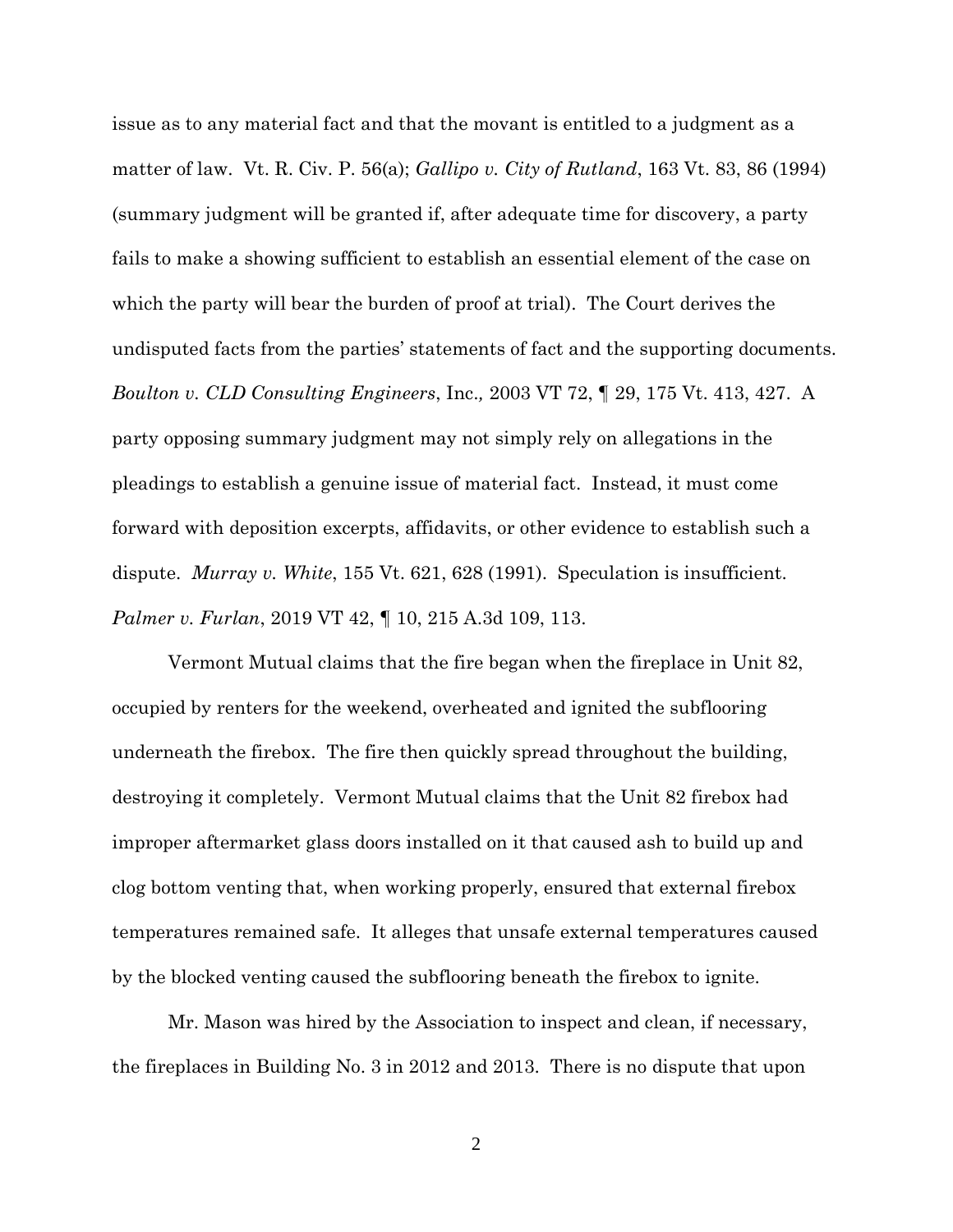issue as to any material fact and that the movant is entitled to a judgment as a matter of law. Vt. R. Civ. P. 56(a); *Gallipo v. City of Rutland*, 163 Vt. 83, 86 (1994) (summary judgment will be granted if, after adequate time for discovery, a party fails to make a showing sufficient to establish an essential element of the case on which the party will bear the burden of proof at trial). The Court derives the undisputed facts from the parties' statements of fact and the supporting documents. *Boulton v. CLD Consulting Engineers*, Inc.*,* 2003 VT 72, ¶ 29, 175 Vt. 413, 427. A party opposing summary judgment may not simply rely on allegations in the pleadings to establish a genuine issue of material fact. Instead, it must come forward with deposition excerpts, affidavits, or other evidence to establish such a dispute. *Murray v. White*, 155 Vt. 621, 628 (1991). Speculation is insufficient. *Palmer v. Furlan*, 2019 VT 42, ¶ 10, 215 A.3d 109, 113.

Vermont Mutual claims that the fire began when the fireplace in Unit 82, occupied by renters for the weekend, overheated and ignited the subflooring underneath the firebox. The fire then quickly spread throughout the building, destroying it completely. Vermont Mutual claims that the Unit 82 firebox had improper aftermarket glass doors installed on it that caused ash to build up and clog bottom venting that, when working properly, ensured that external firebox temperatures remained safe. It alleges that unsafe external temperatures caused by the blocked venting caused the subflooring beneath the firebox to ignite.

Mr. Mason was hired by the Association to inspect and clean, if necessary, the fireplaces in Building No. 3 in 2012 and 2013. There is no dispute that upon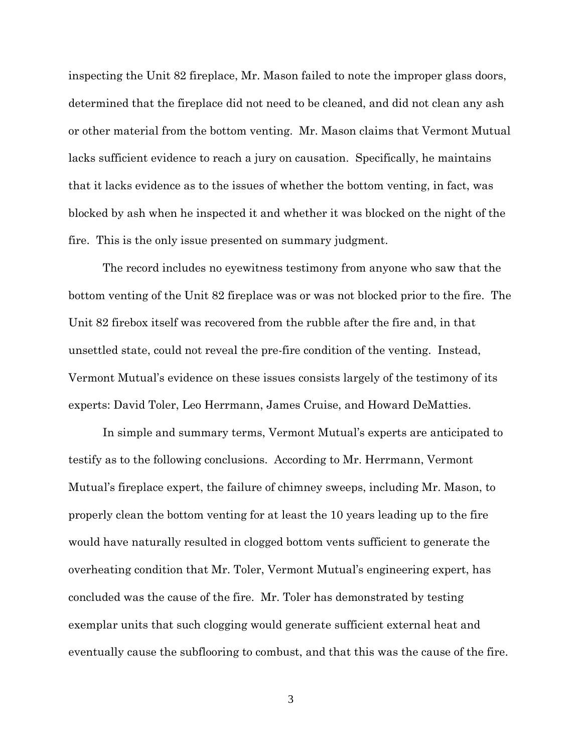inspecting the Unit 82 fireplace, Mr. Mason failed to note the improper glass doors, determined that the fireplace did not need to be cleaned, and did not clean any ash or other material from the bottom venting. Mr. Mason claims that Vermont Mutual lacks sufficient evidence to reach a jury on causation. Specifically, he maintains that it lacks evidence as to the issues of whether the bottom venting, in fact, was blocked by ash when he inspected it and whether it was blocked on the night of the fire. This is the only issue presented on summary judgment.

The record includes no eyewitness testimony from anyone who saw that the bottom venting of the Unit 82 fireplace was or was not blocked prior to the fire. The Unit 82 firebox itself was recovered from the rubble after the fire and, in that unsettled state, could not reveal the pre-fire condition of the venting. Instead, Vermont Mutual's evidence on these issues consists largely of the testimony of its experts: David Toler, Leo Herrmann, James Cruise, and Howard DeMatties.

In simple and summary terms, Vermont Mutual's experts are anticipated to testify as to the following conclusions. According to Mr. Herrmann, Vermont Mutual's fireplace expert, the failure of chimney sweeps, including Mr. Mason, to properly clean the bottom venting for at least the 10 years leading up to the fire would have naturally resulted in clogged bottom vents sufficient to generate the overheating condition that Mr. Toler, Vermont Mutual's engineering expert, has concluded was the cause of the fire. Mr. Toler has demonstrated by testing exemplar units that such clogging would generate sufficient external heat and eventually cause the subflooring to combust, and that this was the cause of the fire.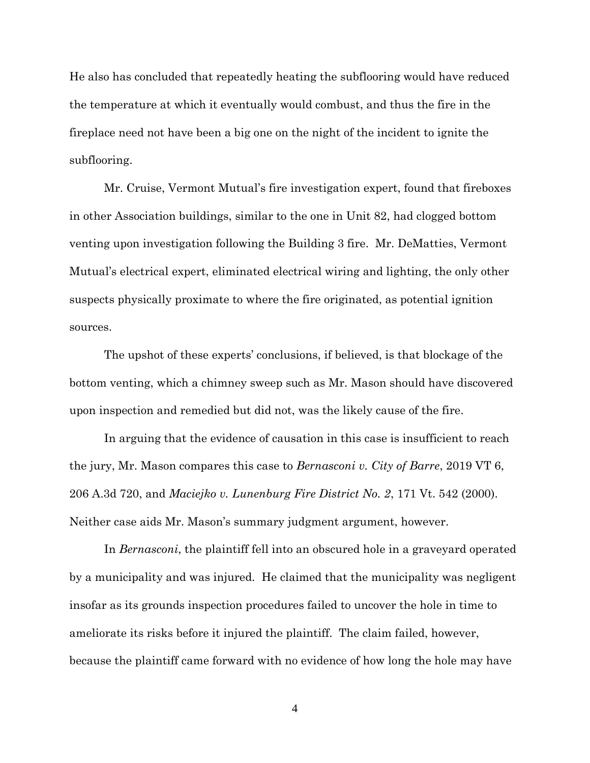He also has concluded that repeatedly heating the subflooring would have reduced the temperature at which it eventually would combust, and thus the fire in the fireplace need not have been a big one on the night of the incident to ignite the subflooring.

Mr. Cruise, Vermont Mutual's fire investigation expert, found that fireboxes in other Association buildings, similar to the one in Unit 82, had clogged bottom venting upon investigation following the Building 3 fire. Mr. DeMatties, Vermont Mutual's electrical expert, eliminated electrical wiring and lighting, the only other suspects physically proximate to where the fire originated, as potential ignition sources.

The upshot of these experts' conclusions, if believed, is that blockage of the bottom venting, which a chimney sweep such as Mr. Mason should have discovered upon inspection and remedied but did not, was the likely cause of the fire.

In arguing that the evidence of causation in this case is insufficient to reach the jury, Mr. Mason compares this case to *Bernasconi v. City of Barre*, 2019 VT 6, 206 A.3d 720, and *Maciejko v. Lunenburg Fire District No. 2*, 171 Vt. 542 (2000). Neither case aids Mr. Mason's summary judgment argument, however.

In *Bernasconi*, the plaintiff fell into an obscured hole in a graveyard operated by a municipality and was injured. He claimed that the municipality was negligent insofar as its grounds inspection procedures failed to uncover the hole in time to ameliorate its risks before it injured the plaintiff. The claim failed, however, because the plaintiff came forward with no evidence of how long the hole may have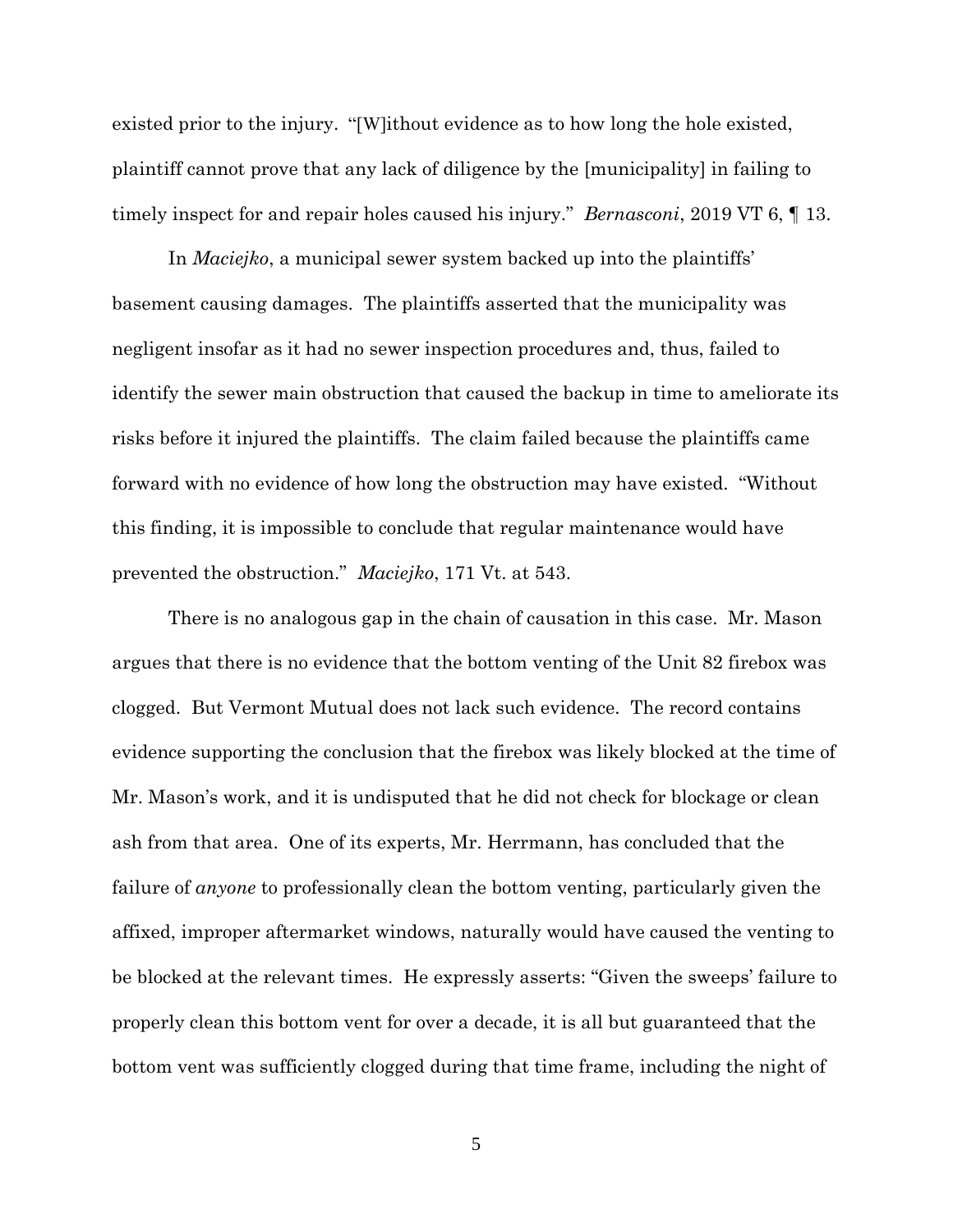existed prior to the injury. "[W]ithout evidence as to how long the hole existed, plaintiff cannot prove that any lack of diligence by the [municipality] in failing to timely inspect for and repair holes caused his injury." *Bernasconi*, 2019 VT 6, ¶ 13.

In *Maciejko*, a municipal sewer system backed up into the plaintiffs' basement causing damages. The plaintiffs asserted that the municipality was negligent insofar as it had no sewer inspection procedures and, thus, failed to identify the sewer main obstruction that caused the backup in time to ameliorate its risks before it injured the plaintiffs. The claim failed because the plaintiffs came forward with no evidence of how long the obstruction may have existed. "Without this finding, it is impossible to conclude that regular maintenance would have prevented the obstruction." *Maciejko*, 171 Vt. at 543.

There is no analogous gap in the chain of causation in this case. Mr. Mason argues that there is no evidence that the bottom venting of the Unit 82 firebox was clogged. But Vermont Mutual does not lack such evidence. The record contains evidence supporting the conclusion that the firebox was likely blocked at the time of Mr. Mason's work, and it is undisputed that he did not check for blockage or clean ash from that area. One of its experts, Mr. Herrmann, has concluded that the failure of *anyone* to professionally clean the bottom venting, particularly given the affixed, improper aftermarket windows, naturally would have caused the venting to be blocked at the relevant times. He expressly asserts: "Given the sweeps' failure to properly clean this bottom vent for over a decade, it is all but guaranteed that the bottom vent was sufficiently clogged during that time frame, including the night of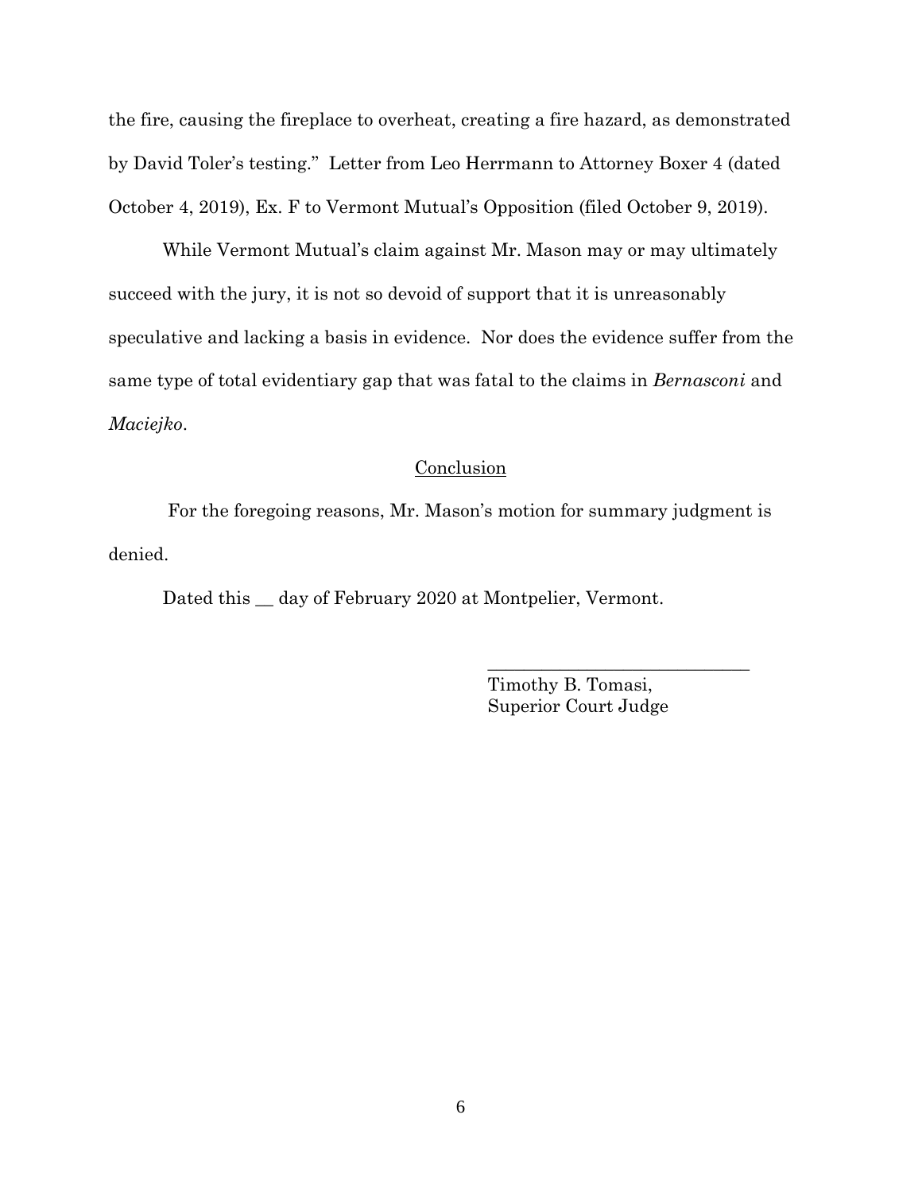the fire, causing the fireplace to overheat, creating a fire hazard, as demonstrated by David Toler's testing." Letter from Leo Herrmann to Attorney Boxer 4 (dated October 4, 2019), Ex. F to Vermont Mutual's Opposition (filed October 9, 2019).

While Vermont Mutual's claim against Mr. Mason may or may ultimately succeed with the jury, it is not so devoid of support that it is unreasonably speculative and lacking a basis in evidence. Nor does the evidence suffer from the same type of total evidentiary gap that was fatal to the claims in *Bernasconi* and *Maciejko*.

## Conclusion

For the foregoing reasons, Mr. Mason's motion for summary judgment is denied.

Dated this __ day of February 2020 at Montpelier, Vermont.

_____________________________
Timothy B. Tomasi,
Superior Court Judge